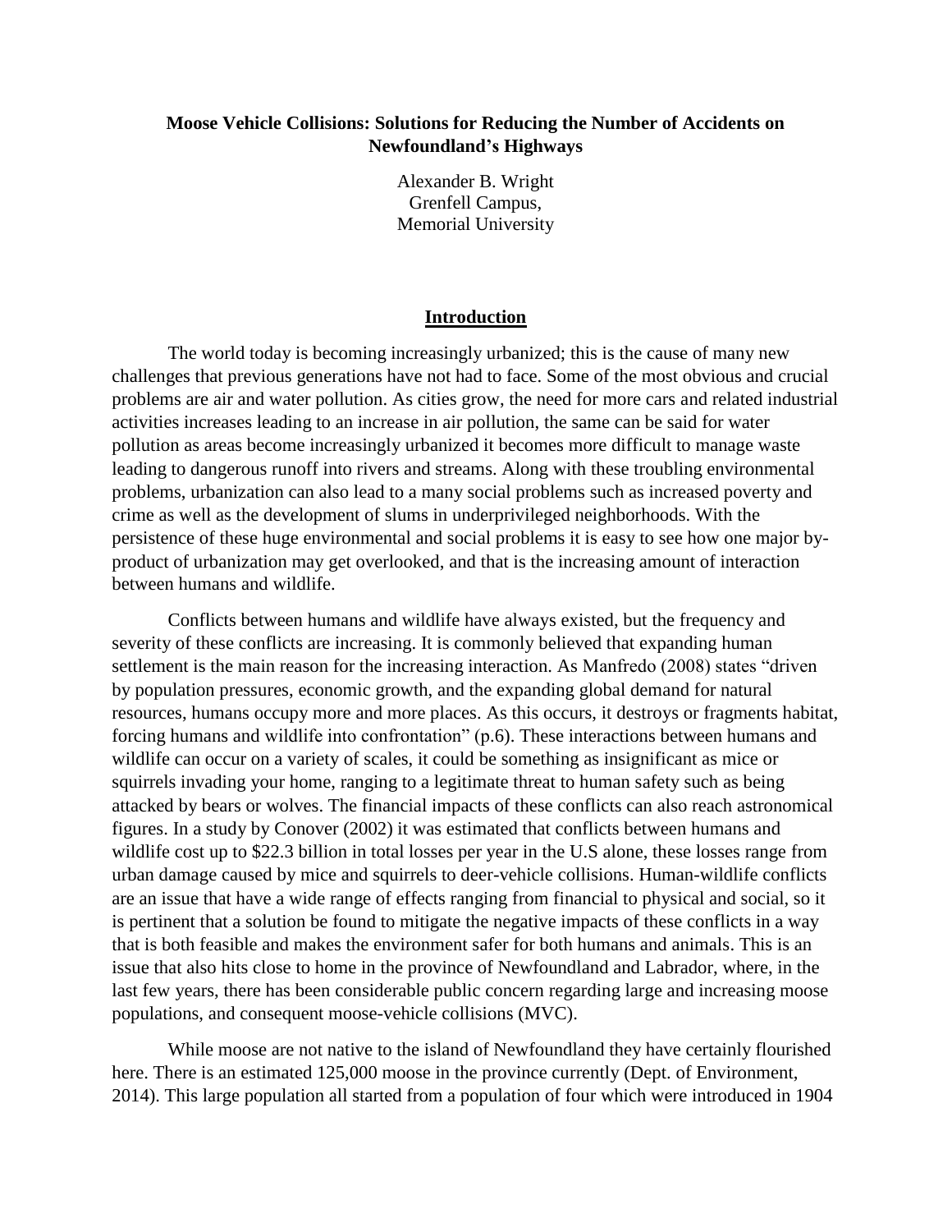# Moose Vehicle Collisions: Solutions for Reducing the Number of Accidents on Newfoundland's Highways

Alexander B. Wright
Grenfell Campus,
Memorial University

## Introduction

The world today is becoming increasingly urbanized; this is the cause of many new challenges that previous generations have not had to face. Some of the most obvious and crucial problems are air and water pollution. As cities grow, the need for more cars and related industrial activities increases leading to an increase in air pollution, the same can be said for water pollution as areas become increasingly urbanized it becomes more difficult to manage waste leading to dangerous runoff into rivers and streams. Along with these troubling environmental problems, urbanization can also lead to a many social problems such as increased poverty and crime as well as the development of slums in underprivileged neighborhoods. With the persistence of these huge environmental and social problems it is easy to see how one major by-product of urbanization may get overlooked, and that is the increasing amount of interaction between humans and wildlife.

Conflicts between humans and wildlife have always existed, but the frequency and severity of these conflicts are increasing. It is commonly believed that expanding human settlement is the main reason for the increasing interaction. As Manfredo (2008) states "driven by population pressures, economic growth, and the expanding global demand for natural resources, humans occupy more and more places. As this occurs, it destroys or fragments habitat, forcing humans and wildlife into confrontation" (p.6). These interactions between humans and wildlife can occur on a variety of scales, it could be something as insignificant as mice or squirrels invading your home, ranging to a legitimate threat to human safety such as being attacked by bears or wolves. The financial impacts of these conflicts can also reach astronomical figures. In a study by Conover (2002) it was estimated that conflicts between humans and wildlife cost up to $22.3 billion in total losses per year in the U.S alone, these losses range from urban damage caused by mice and squirrels to deer-vehicle collisions. Human-wildlife conflicts are an issue that have a wide range of effects ranging from financial to physical and social, so it is pertinent that a solution be found to mitigate the negative impacts of these conflicts in a way that is both feasible and makes the environment safer for both humans and animals. This is an issue that also hits close to home in the province of Newfoundland and Labrador, where, in the last few years, there has been considerable public concern regarding large and increasing moose populations, and consequent moose-vehicle collisions (MVC).

While moose are not native to the island of Newfoundland they have certainly flourished here. There is an estimated 125,000 moose in the province currently (Dept. of Environment, 2014). This large population all started from a population of four which were introduced in 1904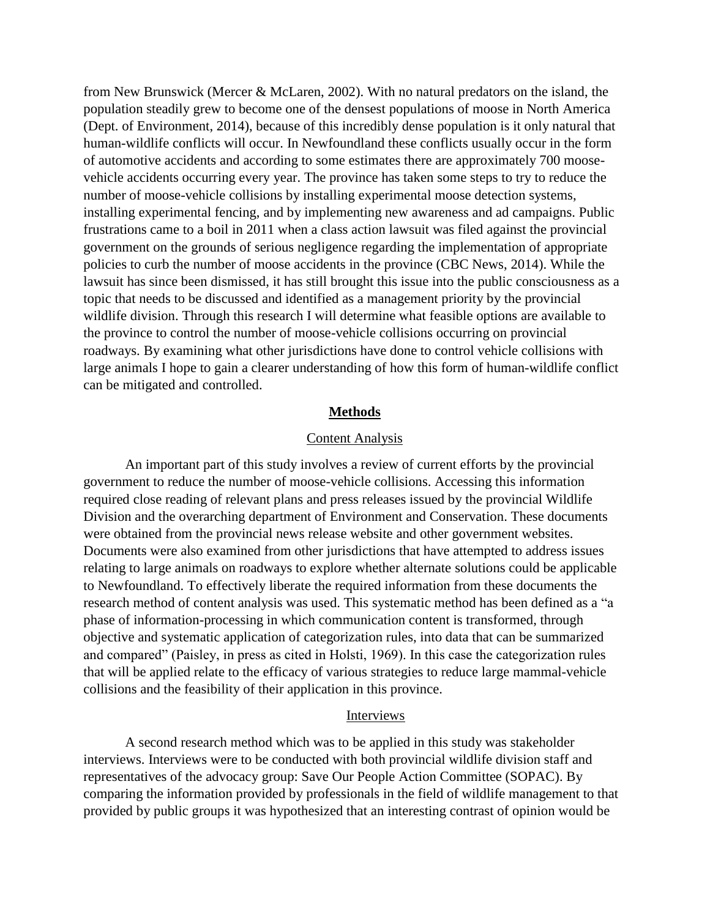from New Brunswick (Mercer & McLaren, 2002). With no natural predators on the island, the population steadily grew to become one of the densest populations of moose in North America (Dept. of Environment, 2014), because of this incredibly dense population is it only natural that human-wildlife conflicts will occur. In Newfoundland these conflicts usually occur in the form of automotive accidents and according to some estimates there are approximately 700 moose-vehicle accidents occurring every year. The province has taken some steps to try to reduce the number of moose-vehicle collisions by installing experimental moose detection systems, installing experimental fencing, and by implementing new awareness and ad campaigns. Public frustrations came to a boil in 2011 when a class action lawsuit was filed against the provincial government on the grounds of serious negligence regarding the implementation of appropriate policies to curb the number of moose accidents in the province (CBC News, 2014). While the lawsuit has since been dismissed, it has still brought this issue into the public consciousness as a topic that needs to be discussed and identified as a management priority by the provincial wildlife division. Through this research I will determine what feasible options are available to the province to control the number of moose-vehicle collisions occurring on provincial roadways. By examining what other jurisdictions have done to control vehicle collisions with large animals I hope to gain a clearer understanding of how this form of human-wildlife conflict can be mitigated and controlled.

## Methods

### Content Analysis

An important part of this study involves a review of current efforts by the provincial government to reduce the number of moose-vehicle collisions. Accessing this information required close reading of relevant plans and press releases issued by the provincial Wildlife Division and the overarching department of Environment and Conservation. These documents were obtained from the provincial news release website and other government websites. Documents were also examined from other jurisdictions that have attempted to address issues relating to large animals on roadways to explore whether alternate solutions could be applicable to Newfoundland. To effectively liberate the required information from these documents the research method of content analysis was used. This systematic method has been defined as a "a phase of information-processing in which communication content is transformed, through objective and systematic application of categorization rules, into data that can be summarized and compared" (Paisley, in press as cited in Holsti, 1969). In this case the categorization rules that will be applied relate to the efficacy of various strategies to reduce large mammal-vehicle collisions and the feasibility of their application in this province.

### Interviews

A second research method which was to be applied in this study was stakeholder interviews. Interviews were to be conducted with both provincial wildlife division staff and representatives of the advocacy group: Save Our People Action Committee (SOPAC). By comparing the information provided by professionals in the field of wildlife management to that provided by public groups it was hypothesized that an interesting contrast of opinion would be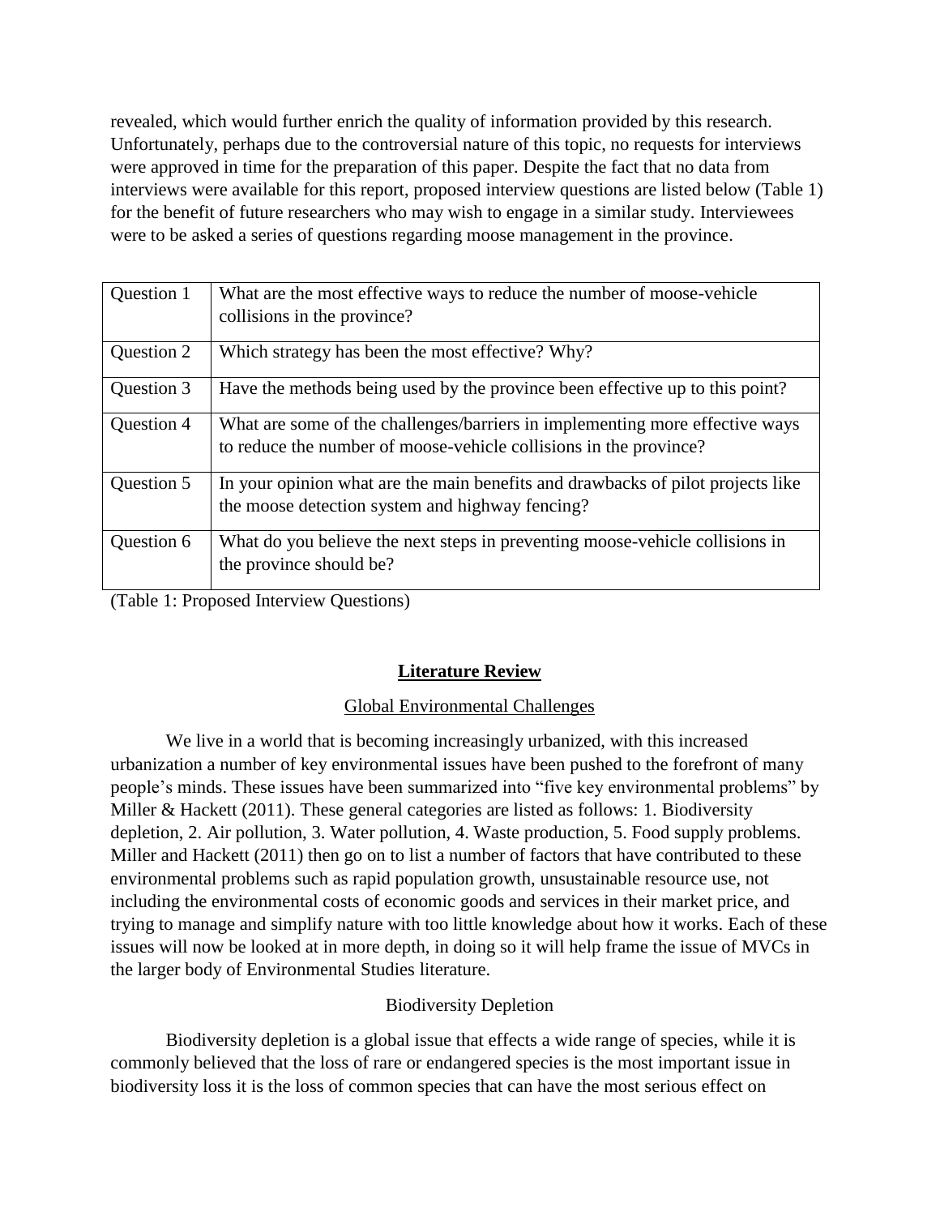revealed, which would further enrich the quality of information provided by this research. Unfortunately, perhaps due to the controversial nature of this topic, no requests for interviews were approved in time for the preparation of this paper. Despite the fact that no data from interviews were available for this report, proposed interview questions are listed below (Table 1) for the benefit of future researchers who may wish to engage in a similar study. Interviewees were to be asked a series of questions regarding moose management in the province.

| | |
|---|---|
| Question 1 | What are the most effective ways to reduce the number of moose-vehicle collisions in the province? |
| Question 2 | Which strategy has been the most effective? Why? |
| Question 3 | Have the methods being used by the province been effective up to this point? |
| Question 4 | What are some of the challenges/barriers in implementing more effective ways to reduce the number of moose-vehicle collisions in the province? |
| Question 5 | In your opinion what are the main benefits and drawbacks of pilot projects like the moose detection system and highway fencing? |
| Question 6 | What do you believe the next steps in preventing moose-vehicle collisions in the province should be? |

(Table 1: Proposed Interview Questions)

## Literature Review

### Global Environmental Challenges

We live in a world that is becoming increasingly urbanized, with this increased urbanization a number of key environmental issues have been pushed to the forefront of many people's minds. These issues have been summarized into "five key environmental problems" by Miller & Hackett (2011). These general categories are listed as follows: 1. Biodiversity depletion, 2. Air pollution, 3. Water pollution, 4. Waste production, 5. Food supply problems. Miller and Hackett (2011) then go on to list a number of factors that have contributed to these environmental problems such as rapid population growth, unsustainable resource use, not including the environmental costs of economic goods and services in their market price, and trying to manage and simplify nature with too little knowledge about how it works. Each of these issues will now be looked at in more depth, in doing so it will help frame the issue of MVCs in the larger body of Environmental Studies literature.

### Biodiversity Depletion

Biodiversity depletion is a global issue that effects a wide range of species, while it is commonly believed that the loss of rare or endangered species is the most important issue in biodiversity loss it is the loss of common species that can have the most serious effect on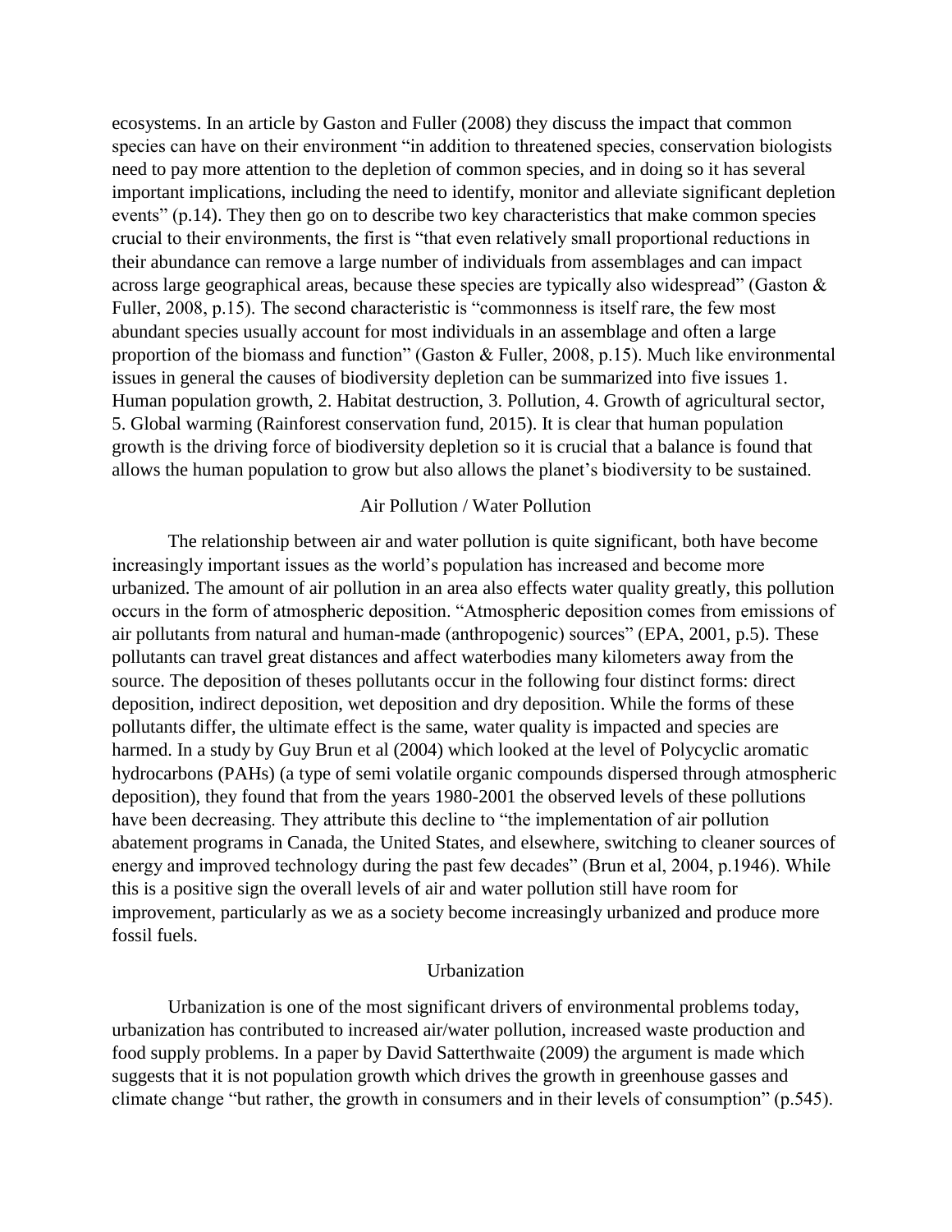ecosystems. In an article by Gaston and Fuller (2008) they discuss the impact that common species can have on their environment "in addition to threatened species, conservation biologists need to pay more attention to the depletion of common species, and in doing so it has several important implications, including the need to identify, monitor and alleviate significant depletion events" (p.14). They then go on to describe two key characteristics that make common species crucial to their environments, the first is "that even relatively small proportional reductions in their abundance can remove a large number of individuals from assemblages and can impact across large geographical areas, because these species are typically also widespread" (Gaston & Fuller, 2008, p.15). The second characteristic is "commonness is itself rare, the few most abundant species usually account for most individuals in an assemblage and often a large proportion of the biomass and function" (Gaston & Fuller, 2008, p.15). Much like environmental issues in general the causes of biodiversity depletion can be summarized into five issues 1. Human population growth, 2. Habitat destruction, 3. Pollution, 4. Growth of agricultural sector, 5. Global warming (Rainforest conservation fund, 2015). It is clear that human population growth is the driving force of biodiversity depletion so it is crucial that a balance is found that allows the human population to grow but also allows the planet's biodiversity to be sustained.

## Air Pollution / Water Pollution

The relationship between air and water pollution is quite significant, both have become increasingly important issues as the world's population has increased and become more urbanized. The amount of air pollution in an area also effects water quality greatly, this pollution occurs in the form of atmospheric deposition. "Atmospheric deposition comes from emissions of air pollutants from natural and human-made (anthropogenic) sources" (EPA, 2001, p.5). These pollutants can travel great distances and affect waterbodies many kilometers away from the source. The deposition of theses pollutants occur in the following four distinct forms: direct deposition, indirect deposition, wet deposition and dry deposition. While the forms of these pollutants differ, the ultimate effect is the same, water quality is impacted and species are harmed. In a study by Guy Brun et al (2004) which looked at the level of Polycyclic aromatic hydrocarbons (PAHs) (a type of semi volatile organic compounds dispersed through atmospheric deposition), they found that from the years 1980-2001 the observed levels of these pollutions have been decreasing. They attribute this decline to "the implementation of air pollution abatement programs in Canada, the United States, and elsewhere, switching to cleaner sources of energy and improved technology during the past few decades" (Brun et al, 2004, p.1946). While this is a positive sign the overall levels of air and water pollution still have room for improvement, particularly as we as a society become increasingly urbanized and produce more fossil fuels.

## Urbanization

Urbanization is one of the most significant drivers of environmental problems today, urbanization has contributed to increased air/water pollution, increased waste production and food supply problems. In a paper by David Satterthwaite (2009) the argument is made which suggests that it is not population growth which drives the growth in greenhouse gasses and climate change "but rather, the growth in consumers and in their levels of consumption" (p.545).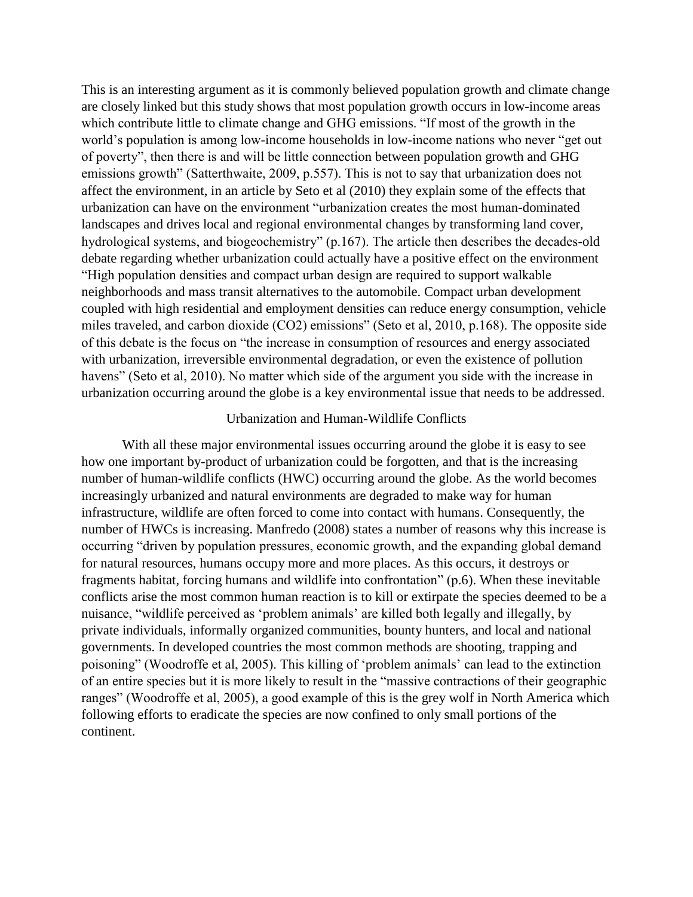This is an interesting argument as it is commonly believed population growth and climate change are closely linked but this study shows that most population growth occurs in low-income areas which contribute little to climate change and GHG emissions. "If most of the growth in the world's population is among low-income households in low-income nations who never "get out of poverty", then there is and will be little connection between population growth and GHG emissions growth" (Satterthwaite, 2009, p.557). This is not to say that urbanization does not affect the environment, in an article by Seto et al (2010) they explain some of the effects that urbanization can have on the environment "urbanization creates the most human-dominated landscapes and drives local and regional environmental changes by transforming land cover, hydrological systems, and biogeochemistry" (p.167). The article then describes the decades-old debate regarding whether urbanization could actually have a positive effect on the environment "High population densities and compact urban design are required to support walkable neighborhoods and mass transit alternatives to the automobile. Compact urban development coupled with high residential and employment densities can reduce energy consumption, vehicle miles traveled, and carbon dioxide ($CO_2$) emissions" (Seto et al, 2010, p.168). The opposite side of this debate is the focus on "the increase in consumption of resources and energy associated with urbanization, irreversible environmental degradation, or even the existence of pollution havens" (Seto et al, 2010). No matter which side of the argument you side with the increase in urbanization occurring around the globe is a key environmental issue that needs to be addressed.

## Urbanization and Human-Wildlife Conflicts

With all these major environmental issues occurring around the globe it is easy to see how one important by-product of urbanization could be forgotten, and that is the increasing number of human-wildlife conflicts (HWC) occurring around the globe. As the world becomes increasingly urbanized and natural environments are degraded to make way for human infrastructure, wildlife are often forced to come into contact with humans. Consequently, the number of HWCs is increasing. Manfredo (2008) states a number of reasons why this increase is occurring "driven by population pressures, economic growth, and the expanding global demand for natural resources, humans occupy more and more places. As this occurs, it destroys or fragments habitat, forcing humans and wildlife into confrontation" (p.6). When these inevitable conflicts arise the most common human reaction is to kill or extirpate the species deemed to be a nuisance, "wildlife perceived as 'problem animals' are killed both legally and illegally, by private individuals, informally organized communities, bounty hunters, and local and national governments. In developed countries the most common methods are shooting, trapping and poisoning" (Woodroffe et al, 2005). This killing of 'problem animals' can lead to the extinction of an entire species but it is more likely to result in the "massive contractions of their geographic ranges" (Woodroffe et al, 2005), a good example of this is the grey wolf in North America which following efforts to eradicate the species are now confined to only small portions of the continent.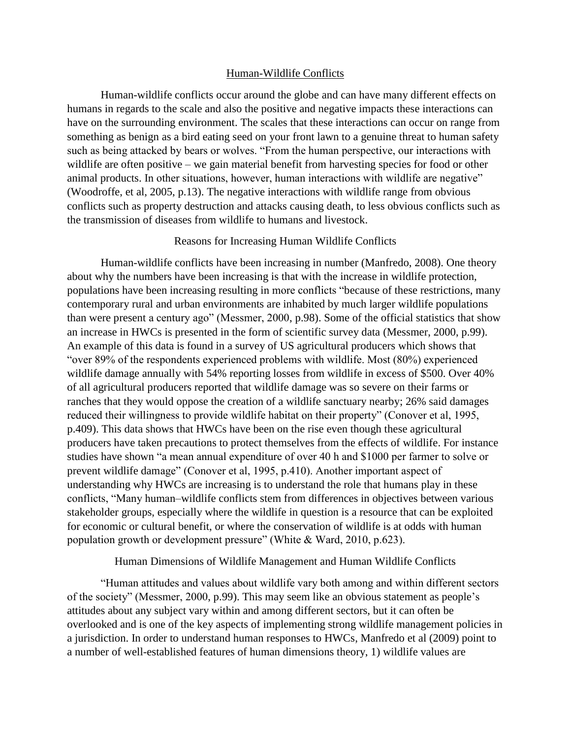## Human-Wildlife Conflicts

Human-wildlife conflicts occur around the globe and can have many different effects on humans in regards to the scale and also the positive and negative impacts these interactions can have on the surrounding environment. The scales that these interactions can occur on range from something as benign as a bird eating seed on your front lawn to a genuine threat to human safety such as being attacked by bears or wolves. "From the human perspective, our interactions with wildlife are often positive – we gain material benefit from harvesting species for food or other animal products. In other situations, however, human interactions with wildlife are negative" (Woodroffe, et al, 2005, p.13). The negative interactions with wildlife range from obvious conflicts such as property destruction and attacks causing death, to less obvious conflicts such as the transmission of diseases from wildlife to humans and livestock.

### Reasons for Increasing Human Wildlife Conflicts

Human-wildlife conflicts have been increasing in number (Manfredo, 2008). One theory about why the numbers have been increasing is that with the increase in wildlife protection, populations have been increasing resulting in more conflicts "because of these restrictions, many contemporary rural and urban environments are inhabited by much larger wildlife populations than were present a century ago" (Messmer, 2000, p.98). Some of the official statistics that show an increase in HWCs is presented in the form of scientific survey data (Messmer, 2000, p.99). An example of this data is found in a survey of US agricultural producers which shows that "over 89% of the respondents experienced problems with wildlife. Most (80%) experienced wildlife damage annually with 54% reporting losses from wildlife in excess of $500. Over 40% of all agricultural producers reported that wildlife damage was so severe on their farms or ranches that they would oppose the creation of a wildlife sanctuary nearby; 26% said damages reduced their willingness to provide wildlife habitat on their property" (Conover et al, 1995, p.409). This data shows that HWCs have been on the rise even though these agricultural producers have taken precautions to protect themselves from the effects of wildlife. For instance studies have shown "a mean annual expenditure of over 40 h and $1000 per farmer to solve or prevent wildlife damage" (Conover et al, 1995, p.410). Another important aspect of understanding why HWCs are increasing is to understand the role that humans play in these conflicts, "Many human–wildlife conflicts stem from differences in objectives between various stakeholder groups, especially where the wildlife in question is a resource that can be exploited for economic or cultural benefit, or where the conservation of wildlife is at odds with human population growth or development pressure" (White & Ward, 2010, p.623).

### Human Dimensions of Wildlife Management and Human Wildlife Conflicts

"Human attitudes and values about wildlife vary both among and within different sectors of the society" (Messmer, 2000, p.99). This may seem like an obvious statement as people's attitudes about any subject vary within and among different sectors, but it can often be overlooked and is one of the key aspects of implementing strong wildlife management policies in a jurisdiction. In order to understand human responses to HWCs, Manfredo et al (2009) point to a number of well-established features of human dimensions theory, 1) wildlife values are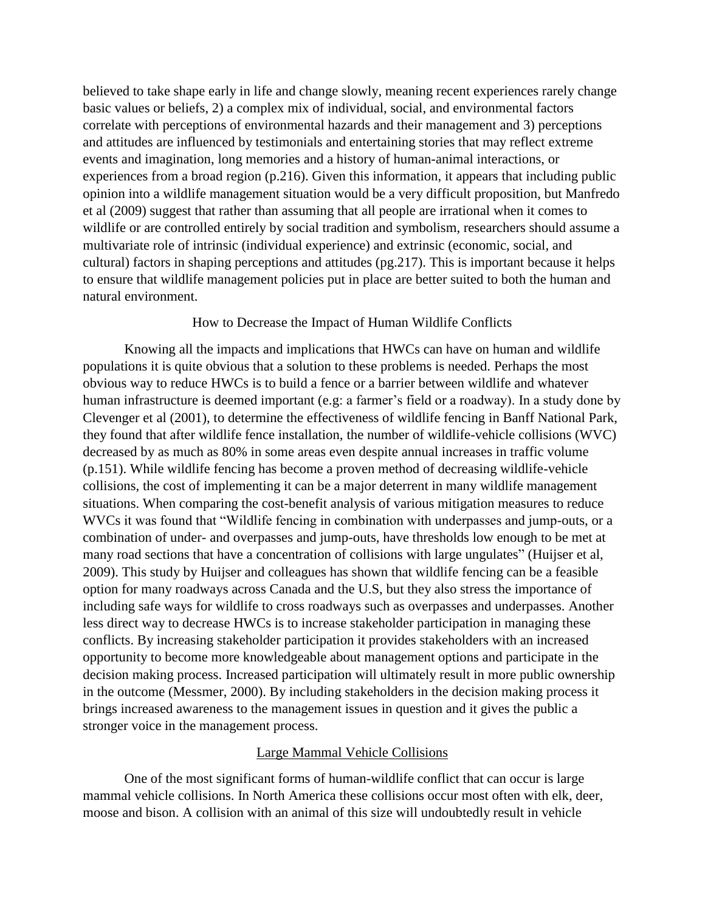believed to take shape early in life and change slowly, meaning recent experiences rarely change basic values or beliefs, 2) a complex mix of individual, social, and environmental factors correlate with perceptions of environmental hazards and their management and 3) perceptions and attitudes are influenced by testimonials and entertaining stories that may reflect extreme events and imagination, long memories and a history of human-animal interactions, or experiences from a broad region (p.216). Given this information, it appears that including public opinion into a wildlife management situation would be a very difficult proposition, but Manfredo et al (2009) suggest that rather than assuming that all people are irrational when it comes to wildlife or are controlled entirely by social tradition and symbolism, researchers should assume a multivariate role of intrinsic (individual experience) and extrinsic (economic, social, and cultural) factors in shaping perceptions and attitudes (pg.217). This is important because it helps to ensure that wildlife management policies put in place are better suited to both the human and natural environment.

## How to Decrease the Impact of Human Wildlife Conflicts

Knowing all the impacts and implications that HWCs can have on human and wildlife populations it is quite obvious that a solution to these problems is needed. Perhaps the most obvious way to reduce HWCs is to build a fence or a barrier between wildlife and whatever human infrastructure is deemed important (e.g: a farmer's field or a roadway). In a study done by Clevenger et al (2001), to determine the effectiveness of wildlife fencing in Banff National Park, they found that after wildlife fence installation, the number of wildlife-vehicle collisions (WVC) decreased by as much as 80% in some areas even despite annual increases in traffic volume (p.151). While wildlife fencing has become a proven method of decreasing wildlife-vehicle collisions, the cost of implementing it can be a major deterrent in many wildlife management situations. When comparing the cost-benefit analysis of various mitigation measures to reduce WVCs it was found that "Wildlife fencing in combination with underpasses and jump-outs, or a combination of under- and overpasses and jump-outs, have thresholds low enough to be met at many road sections that have a concentration of collisions with large ungulates" (Huijser et al, 2009). This study by Huijser and colleagues has shown that wildlife fencing can be a feasible option for many roadways across Canada and the U.S, but they also stress the importance of including safe ways for wildlife to cross roadways such as overpasses and underpasses. Another less direct way to decrease HWCs is to increase stakeholder participation in managing these conflicts. By increasing stakeholder participation it provides stakeholders with an increased opportunity to become more knowledgeable about management options and participate in the decision making process. Increased participation will ultimately result in more public ownership in the outcome (Messmer, 2000). By including stakeholders in the decision making process it brings increased awareness to the management issues in question and it gives the public a stronger voice in the management process.

## Large Mammal Vehicle Collisions

One of the most significant forms of human-wildlife conflict that can occur is large mammal vehicle collisions. In North America these collisions occur most often with elk, deer, moose and bison. A collision with an animal of this size will undoubtedly result in vehicle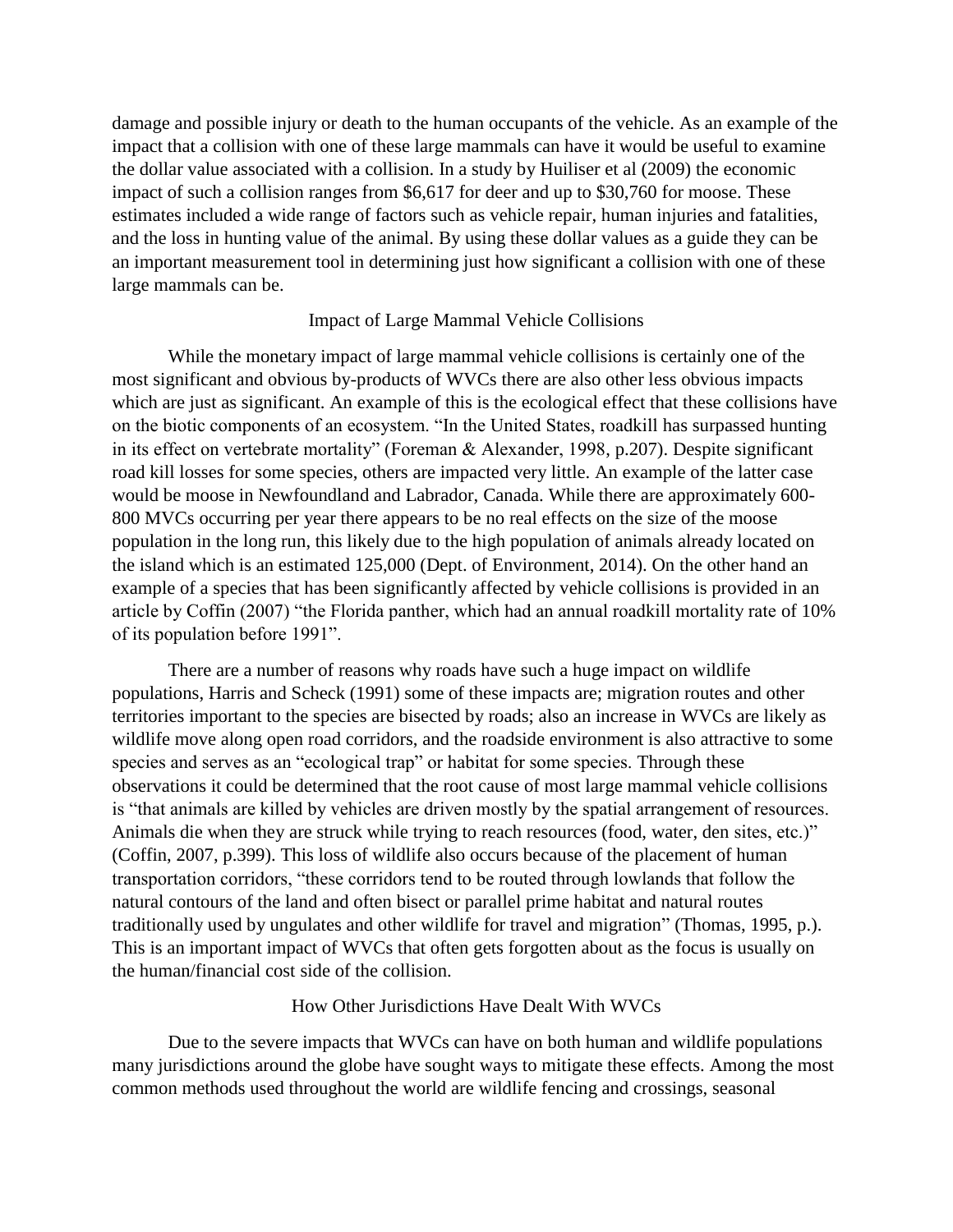damage and possible injury or death to the human occupants of the vehicle. As an example of the impact that a collision with one of these large mammals can have it would be useful to examine the dollar value associated with a collision. In a study by Huiliser et al (2009) the economic impact of such a collision ranges from $6,617 for deer and up to $30,760 for moose. These estimates included a wide range of factors such as vehicle repair, human injuries and fatalities, and the loss in hunting value of the animal. By using these dollar values as a guide they can be an important measurement tool in determining just how significant a collision with one of these large mammals can be.

## Impact of Large Mammal Vehicle Collisions

While the monetary impact of large mammal vehicle collisions is certainly one of the most significant and obvious by-products of WVCs there are also other less obvious impacts which are just as significant. An example of this is the ecological effect that these collisions have on the biotic components of an ecosystem. "In the United States, roadkill has surpassed hunting in its effect on vertebrate mortality" (Foreman & Alexander, 1998, p.207). Despite significant road kill losses for some species, others are impacted very little. An example of the latter case would be moose in Newfoundland and Labrador, Canada. While there are approximately 600-800 MVCs occurring per year there appears to be no real effects on the size of the moose population in the long run, this likely due to the high population of animals already located on the island which is an estimated 125,000 (Dept. of Environment, 2014). On the other hand an example of a species that has been significantly affected by vehicle collisions is provided in an article by Coffin (2007) "the Florida panther, which had an annual roadkill mortality rate of 10% of its population before 1991".

There are a number of reasons why roads have such a huge impact on wildlife populations, Harris and Scheck (1991) some of these impacts are; migration routes and other territories important to the species are bisected by roads; also an increase in WVCs are likely as wildlife move along open road corridors, and the roadside environment is also attractive to some species and serves as an "ecological trap" or habitat for some species. Through these observations it could be determined that the root cause of most large mammal vehicle collisions is "that animals are killed by vehicles are driven mostly by the spatial arrangement of resources. Animals die when they are struck while trying to reach resources (food, water, den sites, etc.)" (Coffin, 2007, p.399). This loss of wildlife also occurs because of the placement of human transportation corridors, "these corridors tend to be routed through lowlands that follow the natural contours of the land and often bisect or parallel prime habitat and natural routes traditionally used by ungulates and other wildlife for travel and migration" (Thomas, 1995, p.). This is an important impact of WVCs that often gets forgotten about as the focus is usually on the human/financial cost side of the collision.

## How Other Jurisdictions Have Dealt With WVCs

Due to the severe impacts that WVCs can have on both human and wildlife populations many jurisdictions around the globe have sought ways to mitigate these effects. Among the most common methods used throughout the world are wildlife fencing and crossings, seasonal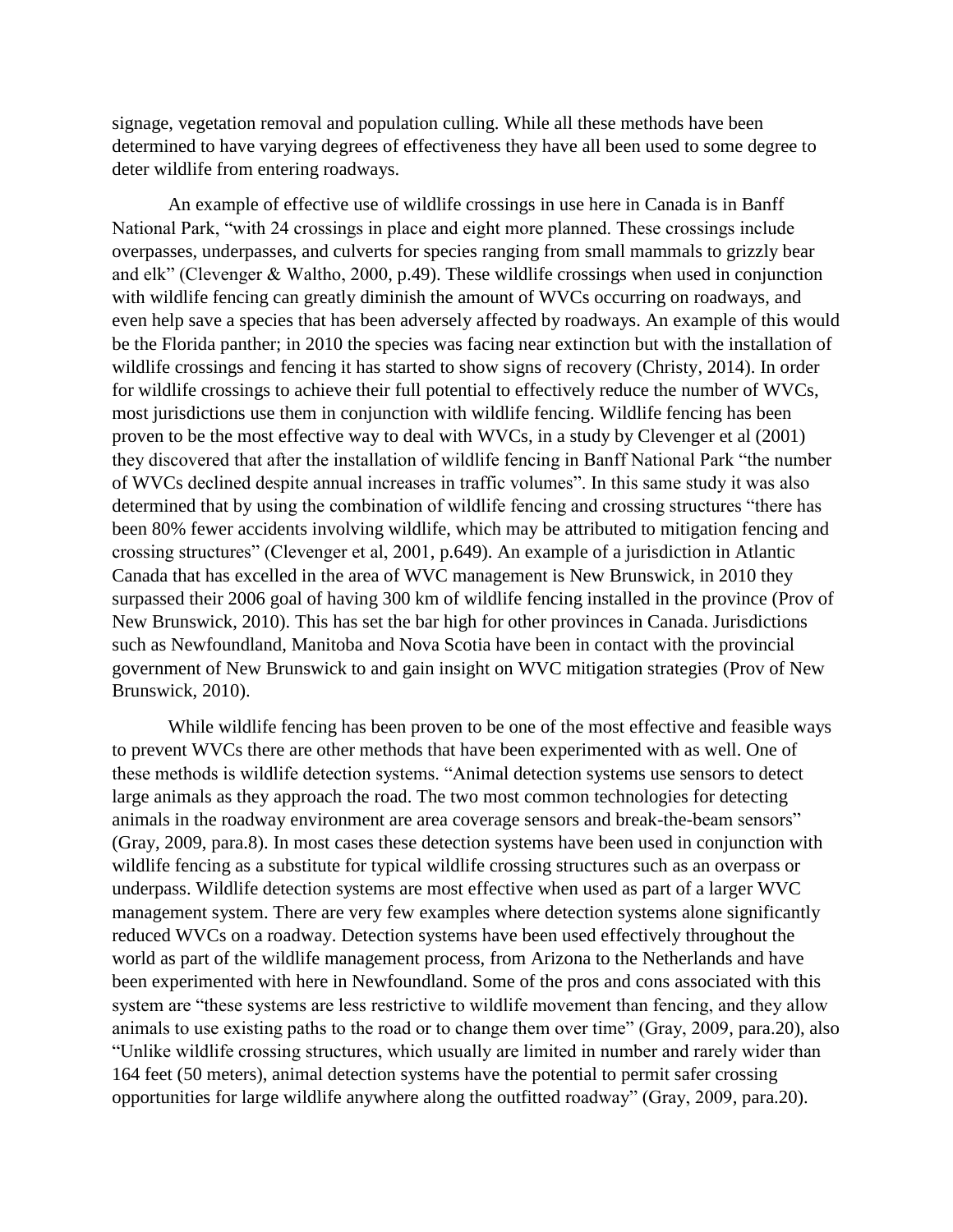signage, vegetation removal and population culling. While all these methods have been determined to have varying degrees of effectiveness they have all been used to some degree to deter wildlife from entering roadways.

An example of effective use of wildlife crossings in use here in Canada is in Banff National Park, "with 24 crossings in place and eight more planned. These crossings include overpasses, underpasses, and culverts for species ranging from small mammals to grizzly bear and elk" (Clevenger & Waltho, 2000, p.49). These wildlife crossings when used in conjunction with wildlife fencing can greatly diminish the amount of WVCs occurring on roadways, and even help save a species that has been adversely affected by roadways. An example of this would be the Florida panther; in 2010 the species was facing near extinction but with the installation of wildlife crossings and fencing it has started to show signs of recovery (Christy, 2014). In order for wildlife crossings to achieve their full potential to effectively reduce the number of WVCs, most jurisdictions use them in conjunction with wildlife fencing. Wildlife fencing has been proven to be the most effective way to deal with WVCs, in a study by Clevenger et al (2001) they discovered that after the installation of wildlife fencing in Banff National Park "the number of WVCs declined despite annual increases in traffic volumes". In this same study it was also determined that by using the combination of wildlife fencing and crossing structures "there has been 80% fewer accidents involving wildlife, which may be attributed to mitigation fencing and crossing structures" (Clevenger et al, 2001, p.649). An example of a jurisdiction in Atlantic Canada that has excelled in the area of WVC management is New Brunswick, in 2010 they surpassed their 2006 goal of having 300 km of wildlife fencing installed in the province (Prov of New Brunswick, 2010). This has set the bar high for other provinces in Canada. Jurisdictions such as Newfoundland, Manitoba and Nova Scotia have been in contact with the provincial government of New Brunswick to and gain insight on WVC mitigation strategies (Prov of New Brunswick, 2010).

While wildlife fencing has been proven to be one of the most effective and feasible ways to prevent WVCs there are other methods that have been experimented with as well. One of these methods is wildlife detection systems. "Animal detection systems use sensors to detect large animals as they approach the road. The two most common technologies for detecting animals in the roadway environment are area coverage sensors and break-the-beam sensors" (Gray, 2009, para.8). In most cases these detection systems have been used in conjunction with wildlife fencing as a substitute for typical wildlife crossing structures such as an overpass or underpass. Wildlife detection systems are most effective when used as part of a larger WVC management system. There are very few examples where detection systems alone significantly reduced WVCs on a roadway. Detection systems have been used effectively throughout the world as part of the wildlife management process, from Arizona to the Netherlands and have been experimented with here in Newfoundland. Some of the pros and cons associated with this system are "these systems are less restrictive to wildlife movement than fencing, and they allow animals to use existing paths to the road or to change them over time" (Gray, 2009, para.20), also "Unlike wildlife crossing structures, which usually are limited in number and rarely wider than 164 feet (50 meters), animal detection systems have the potential to permit safer crossing opportunities for large wildlife anywhere along the outfitted roadway" (Gray, 2009, para.20).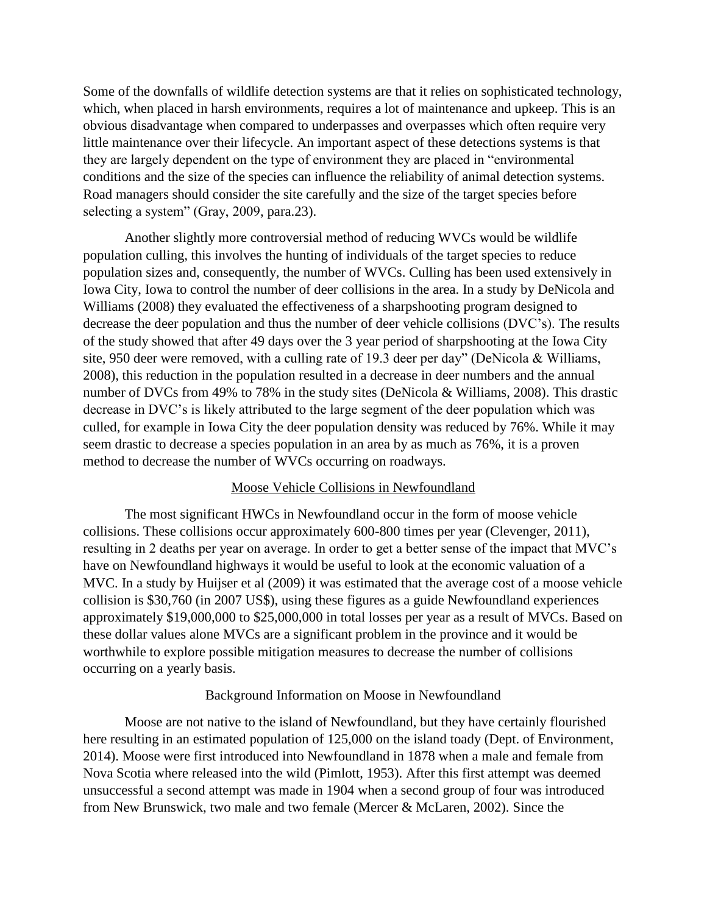Some of the downfalls of wildlife detection systems are that it relies on sophisticated technology, which, when placed in harsh environments, requires a lot of maintenance and upkeep. This is an obvious disadvantage when compared to underpasses and overpasses which often require very little maintenance over their lifecycle. An important aspect of these detections systems is that they are largely dependent on the type of environment they are placed in "environmental conditions and the size of the species can influence the reliability of animal detection systems. Road managers should consider the site carefully and the size of the target species before selecting a system" (Gray, 2009, para.23).

Another slightly more controversial method of reducing WVCs would be wildlife population culling, this involves the hunting of individuals of the target species to reduce population sizes and, consequently, the number of WVCs. Culling has been used extensively in Iowa City, Iowa to control the number of deer collisions in the area. In a study by DeNicola and Williams (2008) they evaluated the effectiveness of a sharpshooting program designed to decrease the deer population and thus the number of deer vehicle collisions (DVC's). The results of the study showed that after 49 days over the 3 year period of sharpshooting at the Iowa City site, 950 deer were removed, with a culling rate of 19.3 deer per day" (DeNicola & Williams, 2008), this reduction in the population resulted in a decrease in deer numbers and the annual number of DVCs from 49% to 78% in the study sites (DeNicola & Williams, 2008). This drastic decrease in DVC's is likely attributed to the large segment of the deer population which was culled, for example in Iowa City the deer population density was reduced by 76%. While it may seem drastic to decrease a species population in an area by as much as 76%, it is a proven method to decrease the number of WVCs occurring on roadways.

## Moose Vehicle Collisions in Newfoundland

The most significant HWCs in Newfoundland occur in the form of moose vehicle collisions. These collisions occur approximately 600-800 times per year (Clevenger, 2011), resulting in 2 deaths per year on average. In order to get a better sense of the impact that MVC's have on Newfoundland highways it would be useful to look at the economic valuation of a MVC. In a study by Huijser et al (2009) it was estimated that the average cost of a moose vehicle collision is $30,760 (in 2007 US$), using these figures as a guide Newfoundland experiences approximately $19,000,000 to $25,000,000 in total losses per year as a result of MVCs. Based on these dollar values alone MVCs are a significant problem in the province and it would be worthwhile to explore possible mitigation measures to decrease the number of collisions occurring on a yearly basis.

### Background Information on Moose in Newfoundland

Moose are not native to the island of Newfoundland, but they have certainly flourished here resulting in an estimated population of 125,000 on the island toady (Dept. of Environment, 2014). Moose were first introduced into Newfoundland in 1878 when a male and female from Nova Scotia where released into the wild (Pimlott, 1953). After this first attempt was deemed unsuccessful a second attempt was made in 1904 when a second group of four was introduced from New Brunswick, two male and two female (Mercer & McLaren, 2002). Since the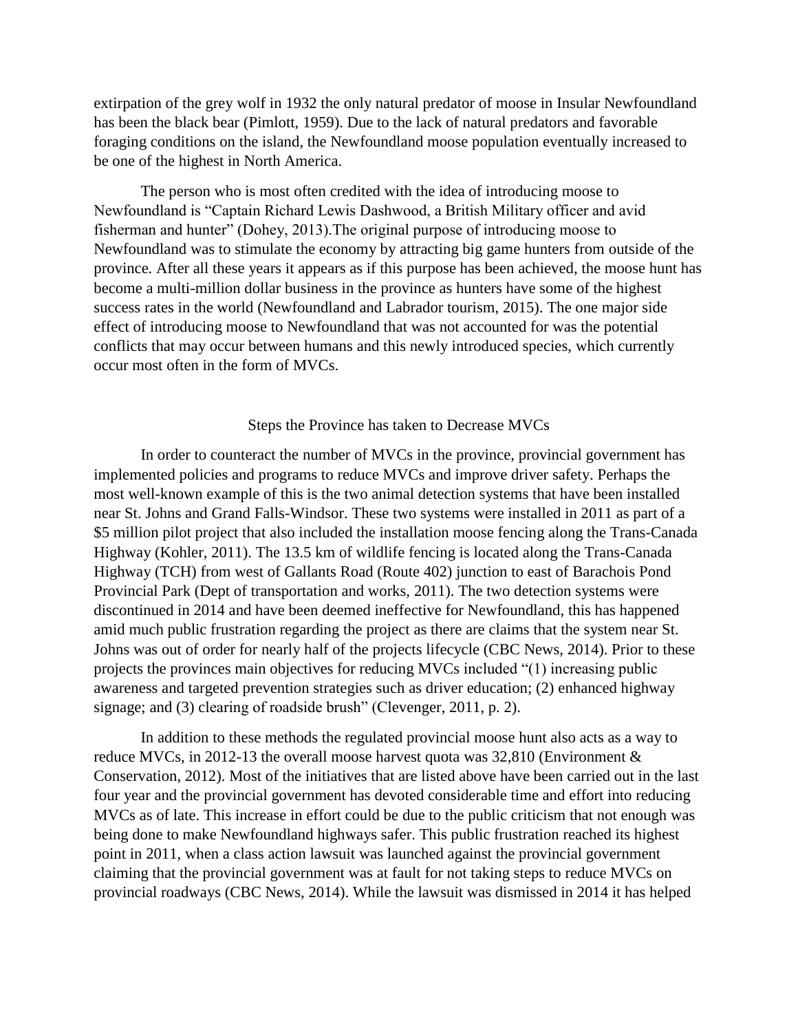extirpation of the grey wolf in 1932 the only natural predator of moose in Insular Newfoundland has been the black bear (Pimlott, 1959). Due to the lack of natural predators and favorable foraging conditions on the island, the Newfoundland moose population eventually increased to be one of the highest in North America.

The person who is most often credited with the idea of introducing moose to Newfoundland is "Captain Richard Lewis Dashwood, a British Military officer and avid fisherman and hunter" (Dohey, 2013).The original purpose of introducing moose to Newfoundland was to stimulate the economy by attracting big game hunters from outside of the province. After all these years it appears as if this purpose has been achieved, the moose hunt has become a multi-million dollar business in the province as hunters have some of the highest success rates in the world (Newfoundland and Labrador tourism, 2015). The one major side effect of introducing moose to Newfoundland that was not accounted for was the potential conflicts that may occur between humans and this newly introduced species, which currently occur most often in the form of MVCs.

## Steps the Province has taken to Decrease MVCs

In order to counteract the number of MVCs in the province, provincial government has implemented policies and programs to reduce MVCs and improve driver safety. Perhaps the most well-known example of this is the two animal detection systems that have been installed near St. Johns and Grand Falls-Windsor. These two systems were installed in 2011 as part of a $5 million pilot project that also included the installation moose fencing along the Trans-Canada Highway (Kohler, 2011). The 13.5 km of wildlife fencing is located along the Trans-Canada Highway (TCH) from west of Gallants Road (Route 402) junction to east of Barachois Pond Provincial Park (Dept of transportation and works, 2011). The two detection systems were discontinued in 2014 and have been deemed ineffective for Newfoundland, this has happened amid much public frustration regarding the project as there are claims that the system near St. Johns was out of order for nearly half of the projects lifecycle (CBC News, 2014). Prior to these projects the provinces main objectives for reducing MVCs included "(1) increasing public awareness and targeted prevention strategies such as driver education; (2) enhanced highway signage; and (3) clearing of roadside brush" (Clevenger, 2011, p. 2).

In addition to these methods the regulated provincial moose hunt also acts as a way to reduce MVCs, in 2012-13 the overall moose harvest quota was 32,810 (Environment & Conservation, 2012). Most of the initiatives that are listed above have been carried out in the last four year and the provincial government has devoted considerable time and effort into reducing MVCs as of late. This increase in effort could be due to the public criticism that not enough was being done to make Newfoundland highways safer. This public frustration reached its highest point in 2011, when a class action lawsuit was launched against the provincial government claiming that the provincial government was at fault for not taking steps to reduce MVCs on provincial roadways (CBC News, 2014). While the lawsuit was dismissed in 2014 it has helped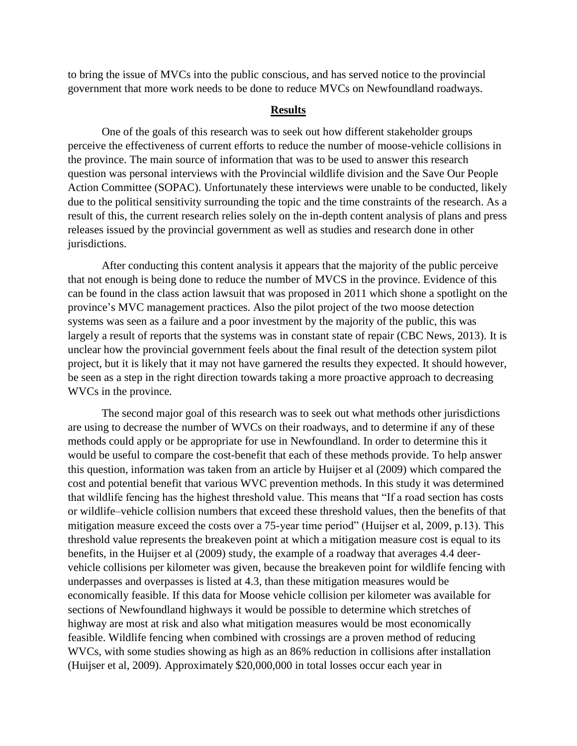to bring the issue of MVCs into the public conscious, and has served notice to the provincial government that more work needs to be done to reduce MVCs on Newfoundland roadways.

## Results

One of the goals of this research was to seek out how different stakeholder groups perceive the effectiveness of current efforts to reduce the number of moose-vehicle collisions in the province. The main source of information that was to be used to answer this research question was personal interviews with the Provincial wildlife division and the Save Our People Action Committee (SOPAC). Unfortunately these interviews were unable to be conducted, likely due to the political sensitivity surrounding the topic and the time constraints of the research. As a result of this, the current research relies solely on the in-depth content analysis of plans and press releases issued by the provincial government as well as studies and research done in other jurisdictions.

After conducting this content analysis it appears that the majority of the public perceive that not enough is being done to reduce the number of MVCS in the province. Evidence of this can be found in the class action lawsuit that was proposed in 2011 which shone a spotlight on the province's MVC management practices. Also the pilot project of the two moose detection systems was seen as a failure and a poor investment by the majority of the public, this was largely a result of reports that the systems was in constant state of repair (CBC News, 2013). It is unclear how the provincial government feels about the final result of the detection system pilot project, but it is likely that it may not have garnered the results they expected. It should however, be seen as a step in the right direction towards taking a more proactive approach to decreasing WVCs in the province.

The second major goal of this research was to seek out what methods other jurisdictions are using to decrease the number of WVCs on their roadways, and to determine if any of these methods could apply or be appropriate for use in Newfoundland. In order to determine this it would be useful to compare the cost-benefit that each of these methods provide. To help answer this question, information was taken from an article by Huijser et al (2009) which compared the cost and potential benefit that various WVC prevention methods. In this study it was determined that wildlife fencing has the highest threshold value. This means that "If a road section has costs or wildlife–vehicle collision numbers that exceed these threshold values, then the benefits of that mitigation measure exceed the costs over a 75-year time period" (Huijser et al, 2009, p.13). This threshold value represents the breakeven point at which a mitigation measure cost is equal to its benefits, in the Huijser et al (2009) study, the example of a roadway that averages 4.4 deer-vehicle collisions per kilometer was given, because the breakeven point for wildlife fencing with underpasses and overpasses is listed at 4.3, than these mitigation measures would be economically feasible. If this data for Moose vehicle collision per kilometer was available for sections of Newfoundland highways it would be possible to determine which stretches of highway are most at risk and also what mitigation measures would be most economically feasible. Wildlife fencing when combined with crossings are a proven method of reducing WVCs, with some studies showing as high as an 86% reduction in collisions after installation (Huijser et al, 2009). Approximately $20,000,000 in total losses occur each year in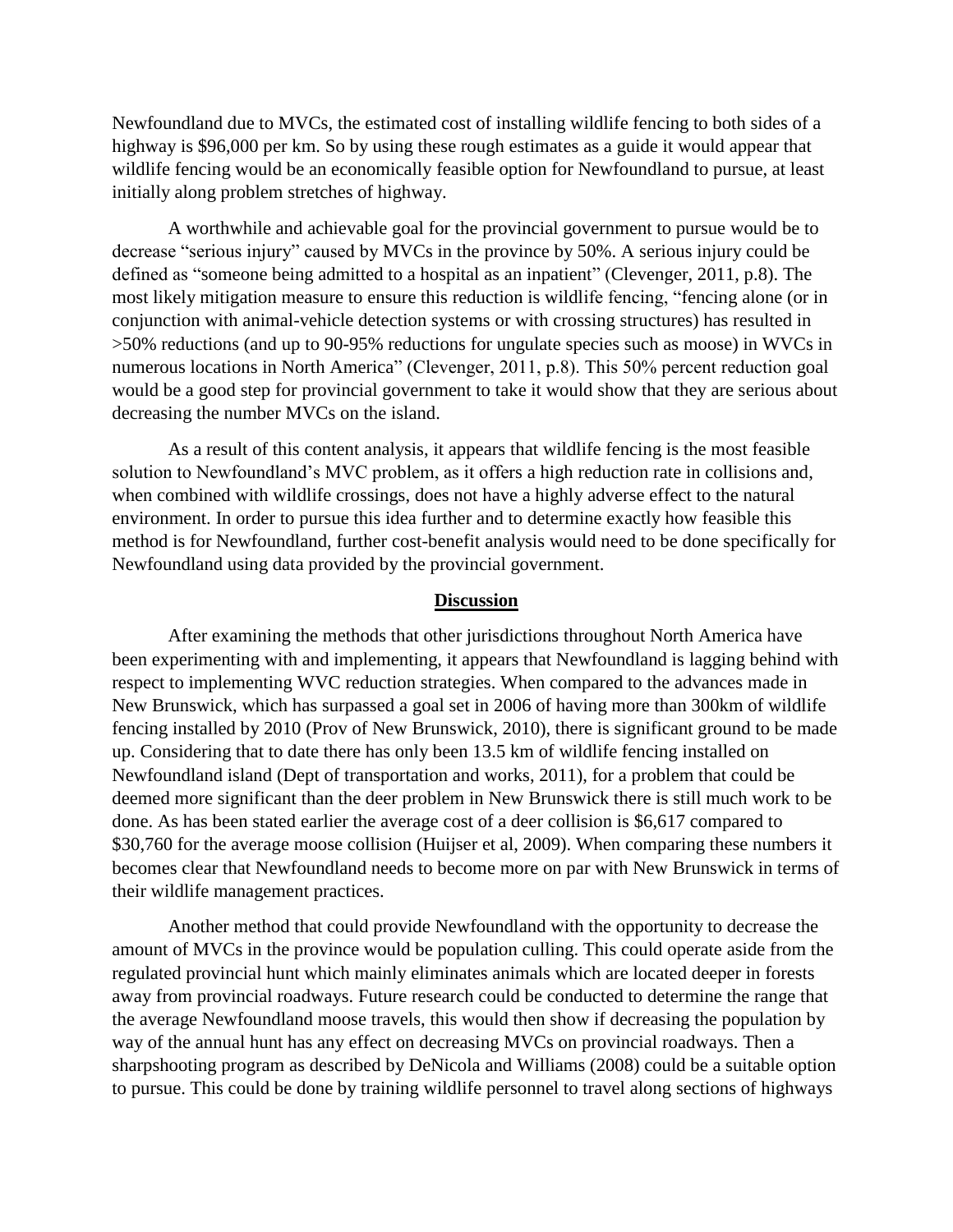Newfoundland due to MVCs, the estimated cost of installing wildlife fencing to both sides of a highway is $96,000 per km. So by using these rough estimates as a guide it would appear that wildlife fencing would be an economically feasible option for Newfoundland to pursue, at least initially along problem stretches of highway.

A worthwhile and achievable goal for the provincial government to pursue would be to decrease "serious injury" caused by MVCs in the province by 50%. A serious injury could be defined as "someone being admitted to a hospital as an inpatient" (Clevenger, 2011, p.8). The most likely mitigation measure to ensure this reduction is wildlife fencing, "fencing alone (or in conjunction with animal-vehicle detection systems or with crossing structures) has resulted in >50% reductions (and up to 90-95% reductions for ungulate species such as moose) in WVCs in numerous locations in North America" (Clevenger, 2011, p.8). This 50% percent reduction goal would be a good step for provincial government to take it would show that they are serious about decreasing the number MVCs on the island.

As a result of this content analysis, it appears that wildlife fencing is the most feasible solution to Newfoundland's MVC problem, as it offers a high reduction rate in collisions and, when combined with wildlife crossings, does not have a highly adverse effect to the natural environment. In order to pursue this idea further and to determine exactly how feasible this method is for Newfoundland, further cost-benefit analysis would need to be done specifically for Newfoundland using data provided by the provincial government.

## Discussion

After examining the methods that other jurisdictions throughout North America have been experimenting with and implementing, it appears that Newfoundland is lagging behind with respect to implementing WVC reduction strategies. When compared to the advances made in New Brunswick, which has surpassed a goal set in 2006 of having more than 300km of wildlife fencing installed by 2010 (Prov of New Brunswick, 2010), there is significant ground to be made up. Considering that to date there has only been 13.5 km of wildlife fencing installed on Newfoundland island (Dept of transportation and works, 2011), for a problem that could be deemed more significant than the deer problem in New Brunswick there is still much work to be done. As has been stated earlier the average cost of a deer collision is $6,617 compared to $30,760 for the average moose collision (Huijser et al, 2009). When comparing these numbers it becomes clear that Newfoundland needs to become more on par with New Brunswick in terms of their wildlife management practices.

Another method that could provide Newfoundland with the opportunity to decrease the amount of MVCs in the province would be population culling. This could operate aside from the regulated provincial hunt which mainly eliminates animals which are located deeper in forests away from provincial roadways. Future research could be conducted to determine the range that the average Newfoundland moose travels, this would then show if decreasing the population by way of the annual hunt has any effect on decreasing MVCs on provincial roadways. Then a sharpshooting program as described by DeNicola and Williams (2008) could be a suitable option to pursue. This could be done by training wildlife personnel to travel along sections of highways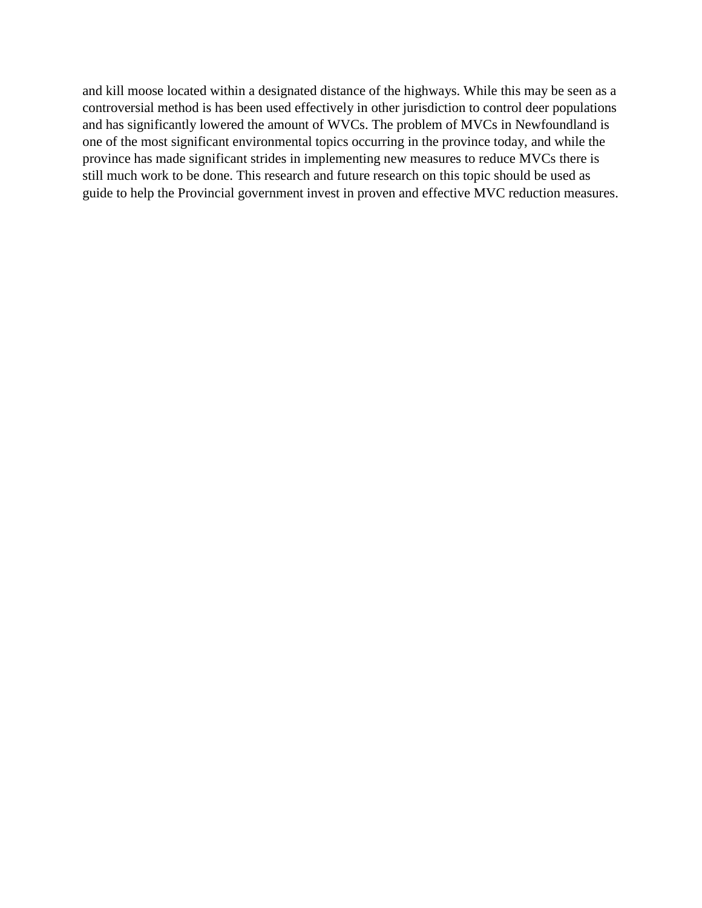and kill moose located within a designated distance of the highways. While this may be seen as a controversial method is has been used effectively in other jurisdiction to control deer populations and has significantly lowered the amount of WVCs. The problem of MVCs in Newfoundland is one of the most significant environmental topics occurring in the province today, and while the province has made significant strides in implementing new measures to reduce MVCs there is still much work to be done. This research and future research on this topic should be used as guide to help the Provincial government invest in proven and effective MVC reduction measures.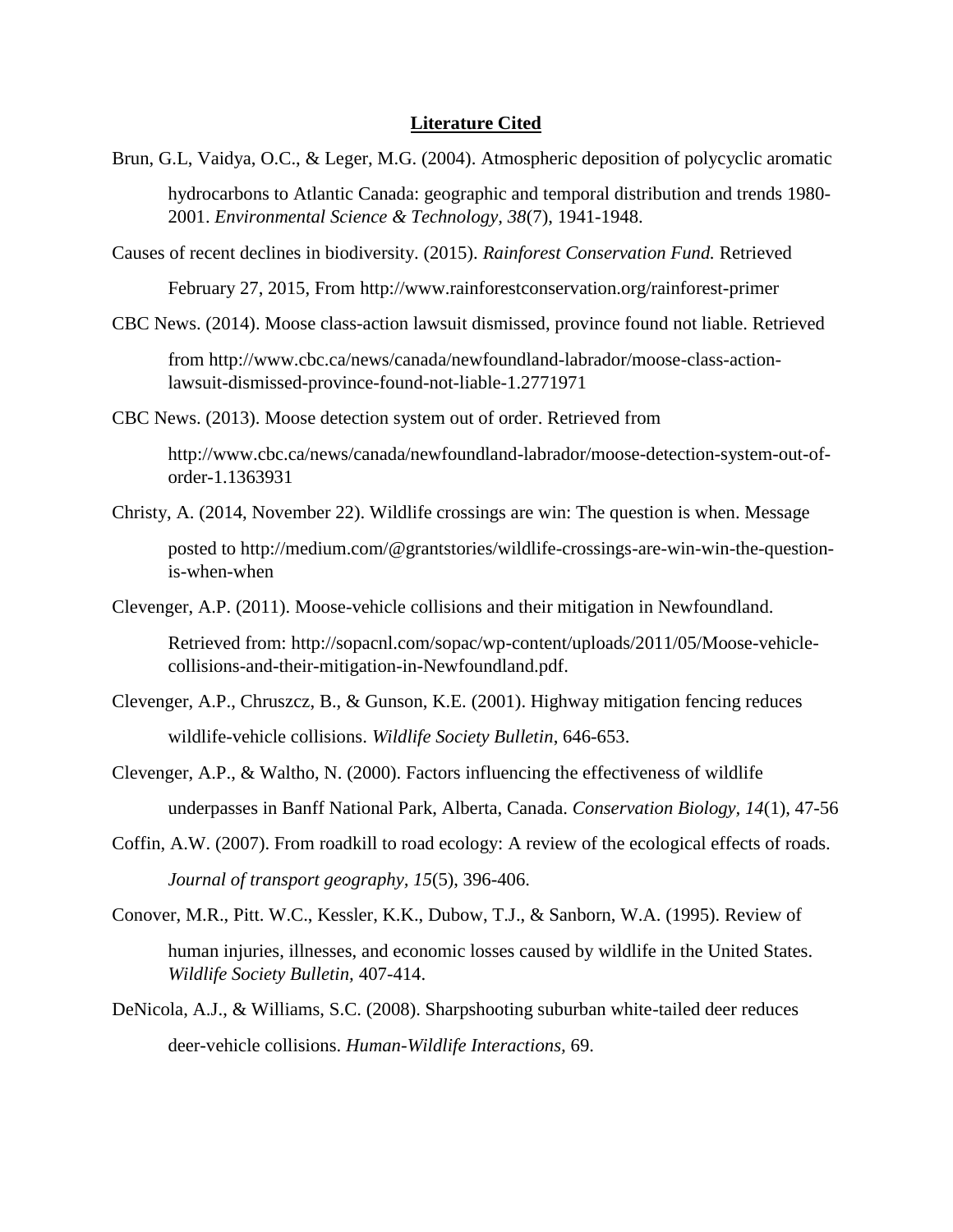## Literature Cited

Brun, G.L, Vaidya, O.C., & Leger, M.G. (2004). Atmospheric deposition of polycyclic aromatic hydrocarbons to Atlantic Canada: geographic and temporal distribution and trends 1980-2001. *Environmental Science & Technology, 38*(7), 1941-1948.

Causes of recent declines in biodiversity. (2015). *Rainforest Conservation Fund.* Retrieved February 27, 2015, From http://www.rainforestconservation.org/rainforest-primer

CBC News. (2014). Moose class-action lawsuit dismissed, province found not liable. Retrieved from http://www.cbc.ca/news/canada/newfoundland-labrador/moose-class-action-lawsuit-dismissed-province-found-not-liable-1.2771971

CBC News. (2013). Moose detection system out of order. Retrieved from http://www.cbc.ca/news/canada/newfoundland-labrador/moose-detection-system-out-of-order-1.1363931

Christy, A. (2014, November 22). Wildlife crossings are win: The question is when. Message posted to http://medium.com/@grantstories/wildlife-crossings-are-win-win-the-question-is-when-when

Clevenger, A.P. (2011). Moose-vehicle collisions and their mitigation in Newfoundland. Retrieved from: http://sopacnl.com/sopac/wp-content/uploads/2011/05/Moose-vehicle-collisions-and-their-mitigation-in-Newfoundland.pdf.

Clevenger, A.P., Chruszcz, B., & Gunson, K.E. (2001). Highway mitigation fencing reduces wildlife-vehicle collisions. *Wildlife Society Bulletin*, 646-653.

Clevenger, A.P., & Waltho, N. (2000). Factors influencing the effectiveness of wildlife underpasses in Banff National Park, Alberta, Canada. *Conservation Biology, 14*(1), 47-56

Coffin, A.W. (2007). From roadkill to road ecology: A review of the ecological effects of roads. *Journal of transport geography, 15*(5), 396-406.

Conover, M.R., Pitt. W.C., Kessler, K.K., Dubow, T.J., & Sanborn, W.A. (1995). Review of human injuries, illnesses, and economic losses caused by wildlife in the United States. *Wildlife Society Bulletin,* 407-414.

DeNicola, A.J., & Williams, S.C. (2008). Sharpshooting suburban white-tailed deer reduces deer-vehicle collisions. *Human-Wildlife Interactions,* 69.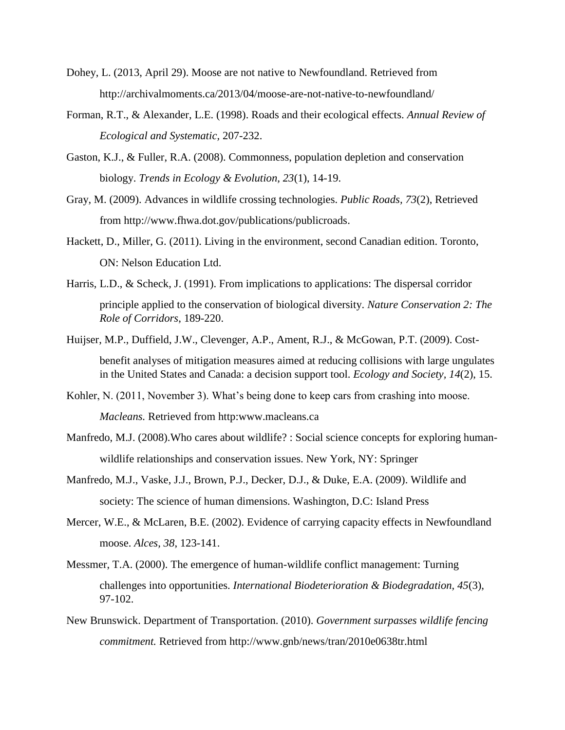Dohey, L. (2013, April 29). Moose are not native to Newfoundland. Retrieved from http://archivalmoments.ca/2013/04/moose-are-not-native-to-newfoundland/

Forman, R.T., & Alexander, L.E. (1998). Roads and their ecological effects. *Annual Review of Ecological and Systematic*, 207-232.

Gaston, K.J., & Fuller, R.A. (2008). Commonness, population depletion and conservation biology. *Trends in Ecology & Evolution, 23*(1), 14-19.

Gray, M. (2009). Advances in wildlife crossing technologies. *Public Roads, 73*(2), Retrieved from http://www.fhwa.dot.gov/publications/publicroads.

Hackett, D., Miller, G. (2011). Living in the environment, second Canadian edition. Toronto, ON: Nelson Education Ltd.

Harris, L.D., & Scheck, J. (1991). From implications to applications: The dispersal corridor principle applied to the conservation of biological diversity. *Nature Conservation 2: The Role of Corridors*, 189-220.

Huijser, M.P., Duffield, J.W., Clevenger, A.P., Ament, R.J., & McGowan, P.T. (2009). Cost-benefit analyses of mitigation measures aimed at reducing collisions with large ungulates in the United States and Canada: a decision support tool. *Ecology and Society*, *14*(2), 15.

Kohler, N. (2011, November 3). What's being done to keep cars from crashing into moose. *Macleans.* Retrieved from http:www.macleans.ca

Manfredo, M.J. (2008).Who cares about wildlife? : Social science concepts for exploring human-wildlife relationships and conservation issues. New York, NY: Springer

Manfredo, M.J., Vaske, J.J., Brown, P.J., Decker, D.J., & Duke, E.A. (2009). Wildlife and society: The science of human dimensions. Washington, D.C: Island Press

Mercer, W.E., & McLaren, B.E. (2002). Evidence of carrying capacity effects in Newfoundland moose. *Alces, 38*, 123-141.

Messmer, T.A. (2000). The emergence of human-wildlife conflict management: Turning challenges into opportunities. *International Biodeterioration & Biodegradation, 45*(3), 97-102.

New Brunswick. Department of Transportation. (2010). *Government surpasses wildlife fencing commitment.* Retrieved from http://www.gnb/news/tran/2010e0638tr.html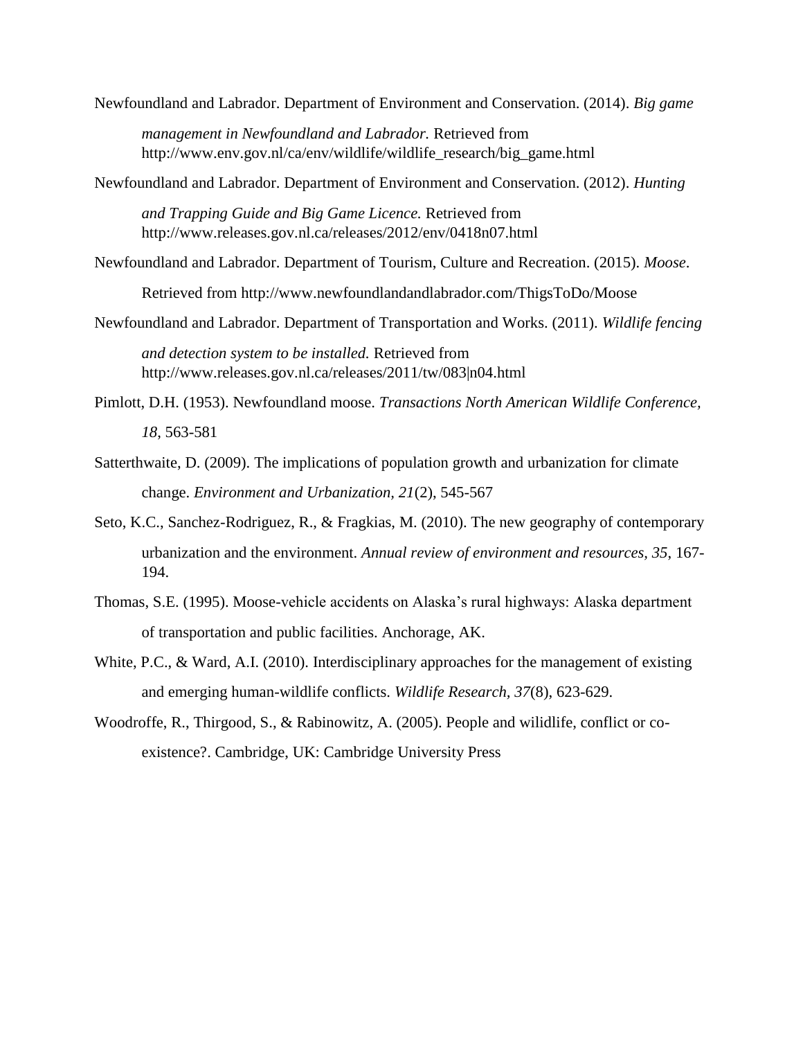Newfoundland and Labrador. Department of Environment and Conservation. (2014). *Big game management in Newfoundland and Labrador.* Retrieved from http://www.env.gov.nl/ca/env/wildlife/wildlife_research/big_game.html

Newfoundland and Labrador. Department of Environment and Conservation. (2012). *Hunting and Trapping Guide and Big Game Licence.* Retrieved from http://www.releases.gov.nl.ca/releases/2012/env/0418n07.html

Newfoundland and Labrador. Department of Tourism, Culture and Recreation. (2015). *Moose*. Retrieved from http://www.newfoundlandandlabrador.com/ThigsToDo/Moose

Newfoundland and Labrador. Department of Transportation and Works. (2011). *Wildlife fencing and detection system to be installed.* Retrieved from http://www.releases.gov.nl.ca/releases/2011/tw/083|n04.html

Pimlott, D.H. (1953). Newfoundland moose. *Transactions North American Wildlife Conference, 18*, 563-581

Satterthwaite, D. (2009). The implications of population growth and urbanization for climate change. *Environment and Urbanization, 21*(2), 545-567

Seto, K.C., Sanchez-Rodriguez, R., & Fragkias, M. (2010). The new geography of contemporary urbanization and the environment. *Annual review of environment and resources, 35*, 167-194.

Thomas, S.E. (1995). Moose-vehicle accidents on Alaska's rural highways: Alaska department of transportation and public facilities. Anchorage, AK.

White, P.C., & Ward, A.I. (2010). Interdisciplinary approaches for the management of existing and emerging human-wildlife conflicts. *Wildlife Research, 37*(8), 623-629.

Woodroffe, R., Thirgood, S., & Rabinowitz, A. (2005). People and wilidlife, conflict or co-existence?. Cambridge, UK: Cambridge University Press